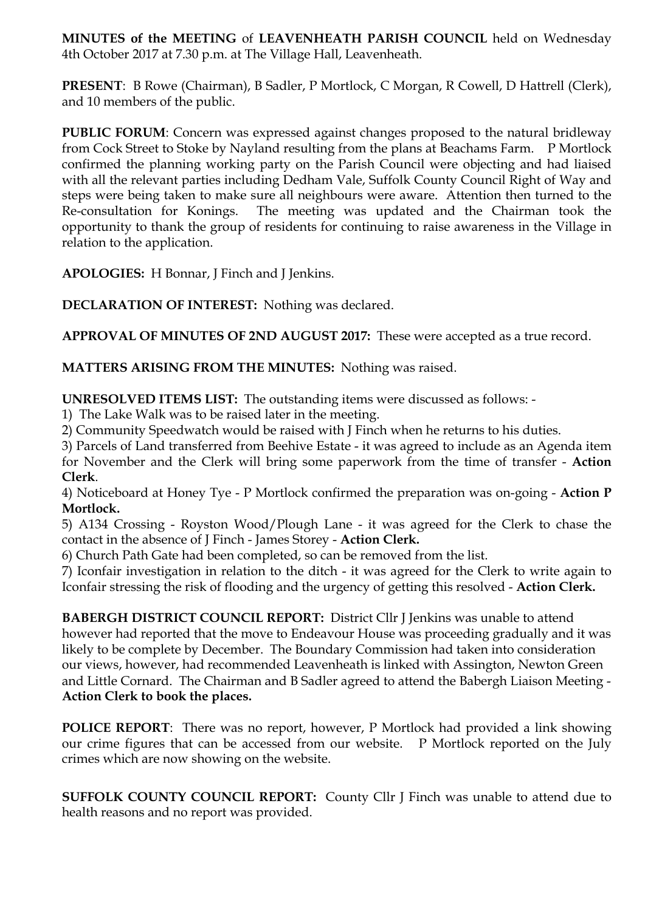**MINUTES of the MEETING** of **LEAVENHEATH PARISH COUNCIL** held on Wednesday 4th October 2017 at 7.30 p.m. at The Village Hall, Leavenheath.

**PRESENT**: B Rowe (Chairman), B Sadler, P Mortlock, C Morgan, R Cowell, D Hattrell (Clerk), and 10 members of the public.

**PUBLIC FORUM**: Concern was expressed against changes proposed to the natural bridleway from Cock Street to Stoke by Nayland resulting from the plans at Beachams Farm. P Mortlock confirmed the planning working party on the Parish Council were objecting and had liaised with all the relevant parties including Dedham Vale, Suffolk County Council Right of Way and steps were being taken to make sure all neighbours were aware. Attention then turned to the Re-consultation for Konings. The meeting was updated and the Chairman took the opportunity to thank the group of residents for continuing to raise awareness in the Village in relation to the application.

**APOLOGIES:** H Bonnar, J Finch and J Jenkins.

**DECLARATION OF INTEREST:** Nothing was declared.

**APPROVAL OF MINUTES OF 2ND AUGUST 2017:** These were accepted as a true record.

**MATTERS ARISING FROM THE MINUTES:** Nothing was raised.

**UNRESOLVED ITEMS LIST:** The outstanding items were discussed as follows: -

1) The Lake Walk was to be raised later in the meeting.
2) Community Speedwatch would be raised with J Finch when he returns to his duties.
3) Parcels of Land transferred from Beehive Estate - it was agreed to include as an Agenda item for November and the Clerk will bring some paperwork from the time of transfer - **Action Clerk**.
4) Noticeboard at Honey Tye - P Mortlock confirmed the preparation was on-going - **Action P Mortlock.**
5) A134 Crossing - Royston Wood/Plough Lane - it was agreed for the Clerk to chase the contact in the absence of J Finch - James Storey - **Action Clerk.**
6) Church Path Gate had been completed, so can be removed from the list.
7) Iconfair investigation in relation to the ditch - it was agreed for the Clerk to write again to Iconfair stressing the risk of flooding and the urgency of getting this resolved - **Action Clerk.**

**BABERGH DISTRICT COUNCIL REPORT:** District Cllr J Jenkins was unable to attend however had reported that the move to Endeavour House was proceeding gradually and it was likely to be complete by December. The Boundary Commission had taken into consideration our views, however, had recommended Leavenheath is linked with Assington, Newton Green and Little Cornard. The Chairman and B Sadler agreed to attend the Babergh Liaison Meeting - **Action Clerk to book the places.**

**POLICE REPORT**: There was no report, however, P Mortlock had provided a link showing our crime figures that can be accessed from our website. P Mortlock reported on the July crimes which are now showing on the website.

**SUFFOLK COUNTY COUNCIL REPORT:** County Cllr J Finch was unable to attend due to health reasons and no report was provided.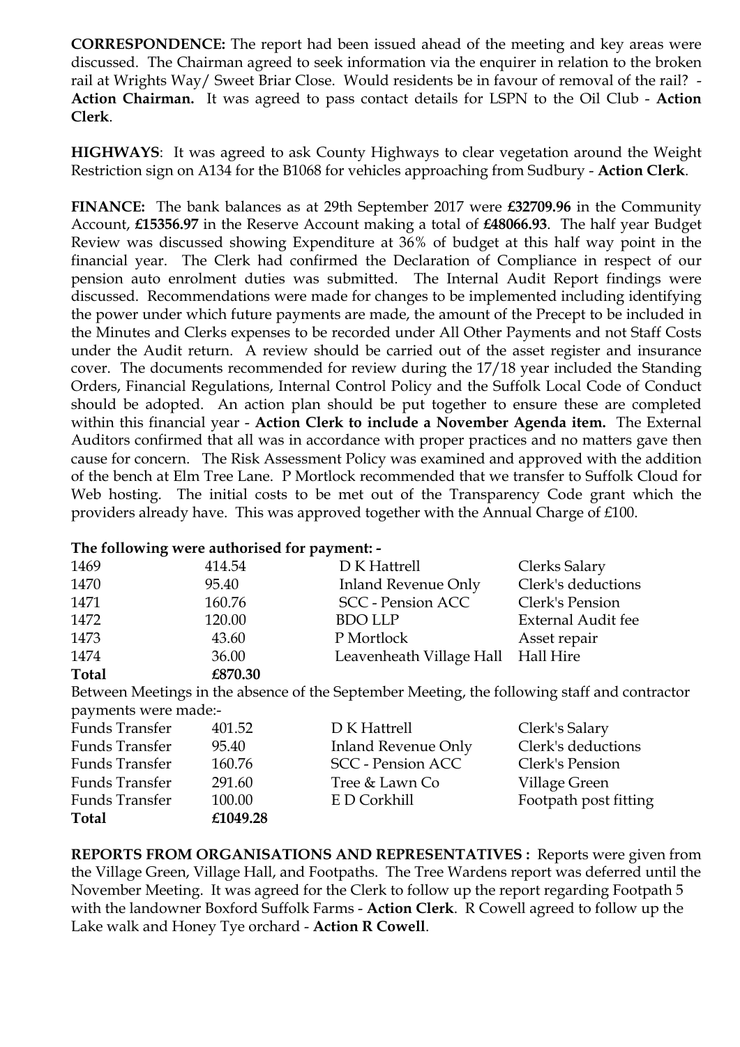**CORRESPONDENCE:** The report had been issued ahead of the meeting and key areas were discussed. The Chairman agreed to seek information via the enquirer in relation to the broken rail at Wrights Way/ Sweet Briar Close. Would residents be in favour of removal of the rail? - **Action Chairman.** It was agreed to pass contact details for LSPN to the Oil Club - **Action Clerk**.

**HIGHWAYS**: It was agreed to ask County Highways to clear vegetation around the Weight Restriction sign on A134 for the B1068 for vehicles approaching from Sudbury - **Action Clerk**.

**FINANCE:** The bank balances as at 29th September 2017 were **£32709.96** in the Community Account, **£15356.97** in the Reserve Account making a total of **£48066.93**. The half year Budget Review was discussed showing Expenditure at 36% of budget at this half way point in the financial year. The Clerk had confirmed the Declaration of Compliance in respect of our pension auto enrolment duties was submitted. The Internal Audit Report findings were discussed. Recommendations were made for changes to be implemented including identifying the power under which future payments are made, the amount of the Precept to be included in the Minutes and Clerks expenses to be recorded under All Other Payments and not Staff Costs under the Audit return. A review should be carried out of the asset register and insurance cover. The documents recommended for review during the 17/18 year included the Standing Orders, Financial Regulations, Internal Control Policy and the Suffolk Local Code of Conduct should be adopted. An action plan should be put together to ensure these are completed within this financial year - **Action Clerk to include a November Agenda item.** The External Auditors confirmed that all was in accordance with proper practices and no matters gave then cause for concern. The Risk Assessment Policy was examined and approved with the addition of the bench at Elm Tree Lane. P Mortlock recommended that we transfer to Suffolk Cloud for Web hosting. The initial costs to be met out of the Transparency Code grant which the providers already have. This was approved together with the Annual Charge of £100.

**The following were authorised for payment: -**

| | | | |
|---|---|---|---|
| 1469 | 414.54 | D K Hattrell | Clerks Salary |
| 1470 | 95.40 | Inland Revenue Only | Clerk's deductions |
| 1471 | 160.76 | SCC - Pension ACC | Clerk's Pension |
| 1472 | 120.00 | BDO LLP | External Audit fee |
| 1473 | 43.60 | P Mortlock | Asset repair |
| 1474 | 36.00 | Leavenheath Village Hall | Hall Hire |
| **Total** | **£870.30** | | |

Between Meetings in the absence of the September Meeting, the following staff and contractor payments were made:-

| | | | |
|---|---|---|---|
| Funds Transfer | 401.52 | D K Hattrell | Clerk's Salary |
| Funds Transfer | 95.40 | Inland Revenue Only | Clerk's deductions |
| Funds Transfer | 160.76 | SCC - Pension ACC | Clerk's Pension |
| Funds Transfer | 291.60 | Tree & Lawn Co | Village Green |
| Funds Transfer | 100.00 | E D Corkhill | Footpath post fitting |
| **Total** | **£1049.28** | | |

**REPORTS FROM ORGANISATIONS AND REPRESENTATIVES :** Reports were given from the Village Green, Village Hall, and Footpaths. The Tree Wardens report was deferred until the November Meeting. It was agreed for the Clerk to follow up the report regarding Footpath 5 with the landowner Boxford Suffolk Farms - **Action Clerk**. R Cowell agreed to follow up the Lake walk and Honey Tye orchard - **Action R Cowell**.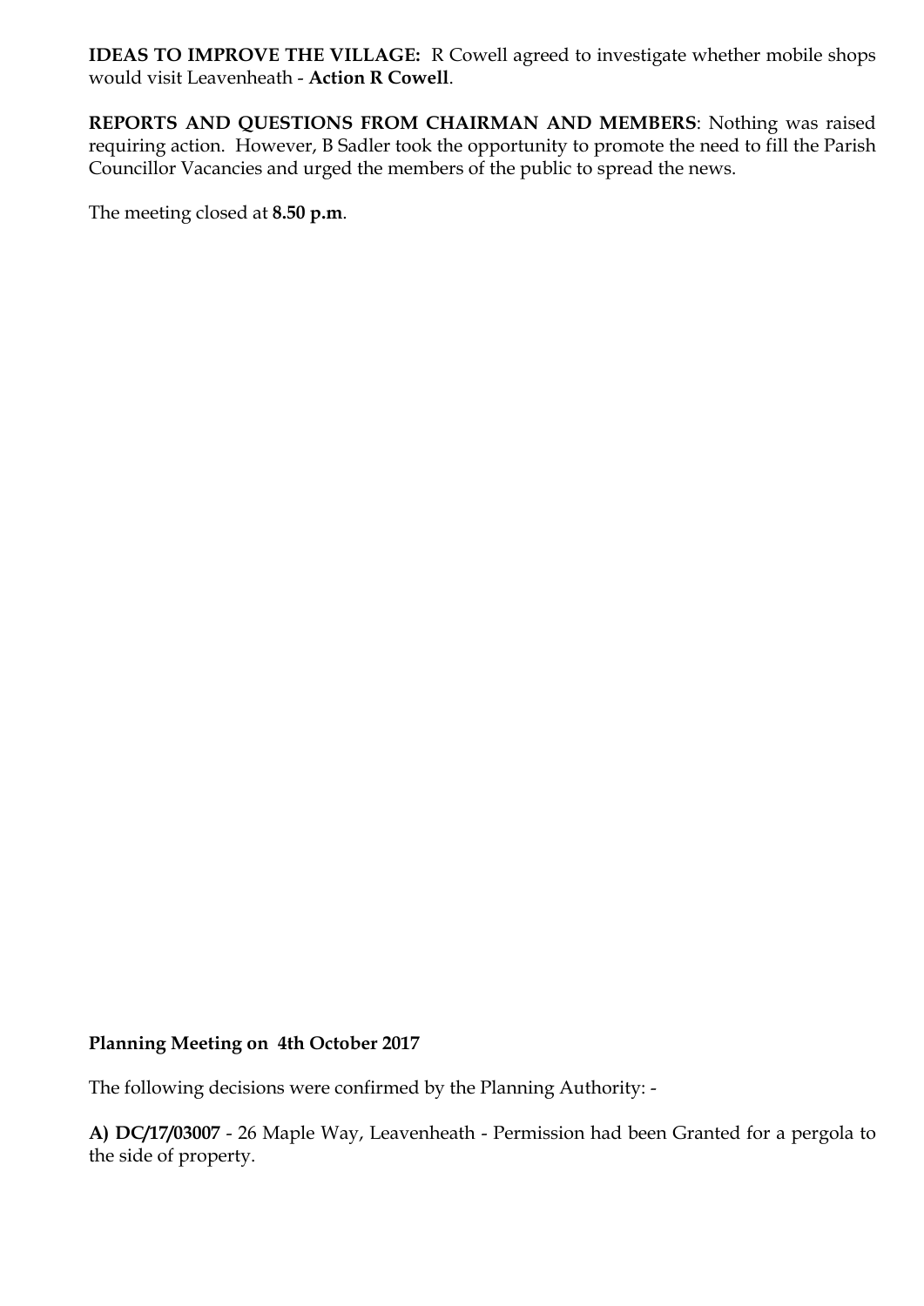**IDEAS TO IMPROVE THE VILLAGE:** R Cowell agreed to investigate whether mobile shops would visit Leavenheath - **Action R Cowell**.

**REPORTS AND QUESTIONS FROM CHAIRMAN AND MEMBERS**: Nothing was raised requiring action. However, B Sadler took the opportunity to promote the need to fill the Parish Councillor Vacancies and urged the members of the public to spread the news.

The meeting closed at **8.50 p.m**.

**Planning Meeting on 4th October 2017**

The following decisions were confirmed by the Planning Authority: -

**A) DC/17/03007** - 26 Maple Way, Leavenheath - Permission had been Granted for a pergola to the side of property.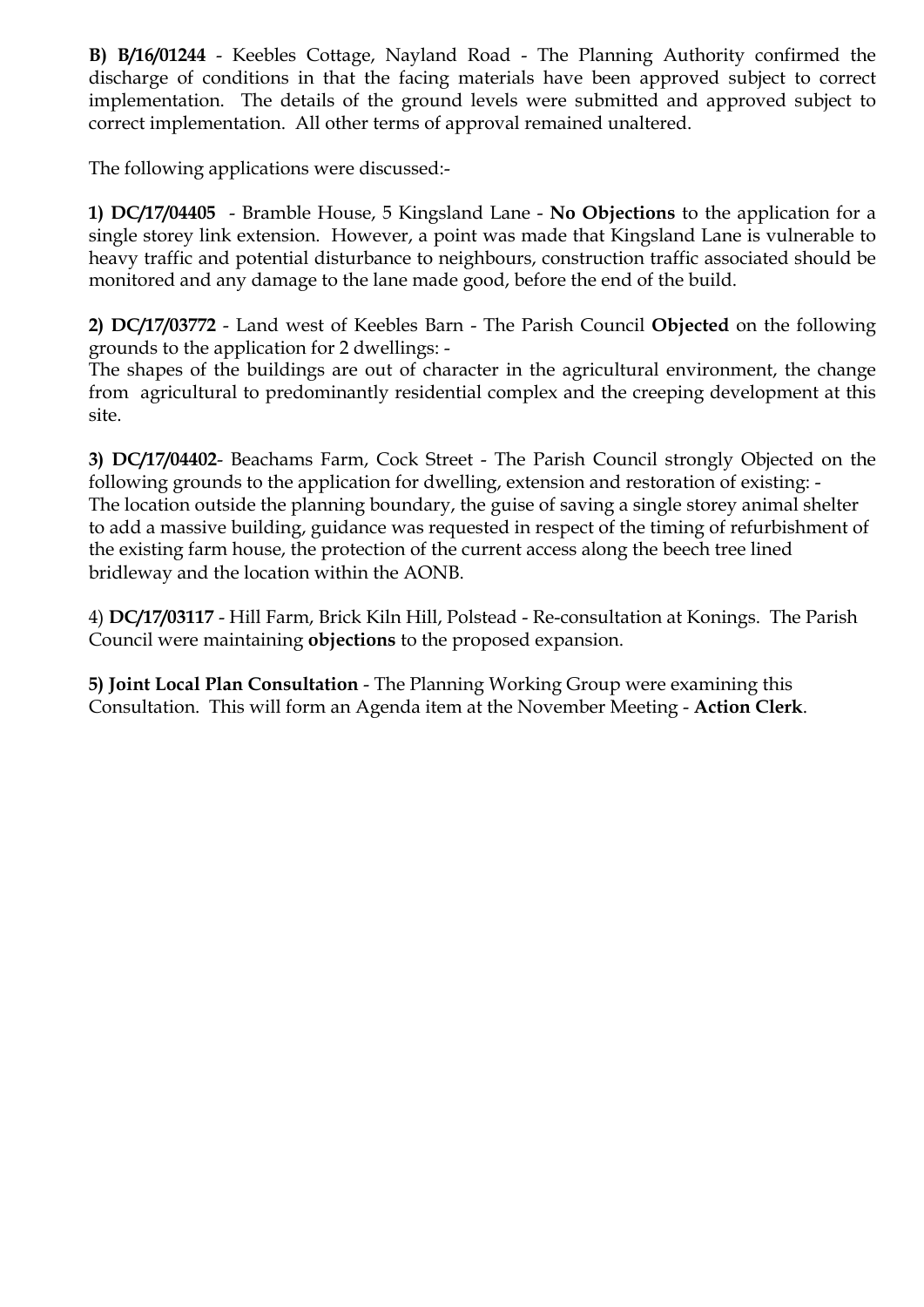**B) B/16/01244** - Keebles Cottage, Nayland Road - The Planning Authority confirmed the discharge of conditions in that the facing materials have been approved subject to correct implementation. The details of the ground levels were submitted and approved subject to correct implementation. All other terms of approval remained unaltered.

The following applications were discussed:-

**1) DC/17/04405** - Bramble House, 5 Kingsland Lane - **No Objections** to the application for a single storey link extension. However, a point was made that Kingsland Lane is vulnerable to heavy traffic and potential disturbance to neighbours, construction traffic associated should be monitored and any damage to the lane made good, before the end of the build.

**2) DC/17/03772** - Land west of Keebles Barn - The Parish Council **Objected** on the following grounds to the application for 2 dwellings: -
The shapes of the buildings are out of character in the agricultural environment, the change from agricultural to predominantly residential complex and the creeping development at this site.

**3) DC/17/04402**- Beachams Farm, Cock Street - The Parish Council strongly Objected on the following grounds to the application for dwelling, extension and restoration of existing: -
The location outside the planning boundary, the guise of saving a single storey animal shelter to add a massive building, guidance was requested in respect of the timing of refurbishment of the existing farm house, the protection of the current access along the beech tree lined bridleway and the location within the AONB.

4) **DC/17/03117** - Hill Farm, Brick Kiln Hill, Polstead - Re-consultation at Konings. The Parish Council were maintaining **objections** to the proposed expansion.

**5) Joint Local Plan Consultation** - The Planning Working Group were examining this Consultation. This will form an Agenda item at the November Meeting - **Action Clerk**.